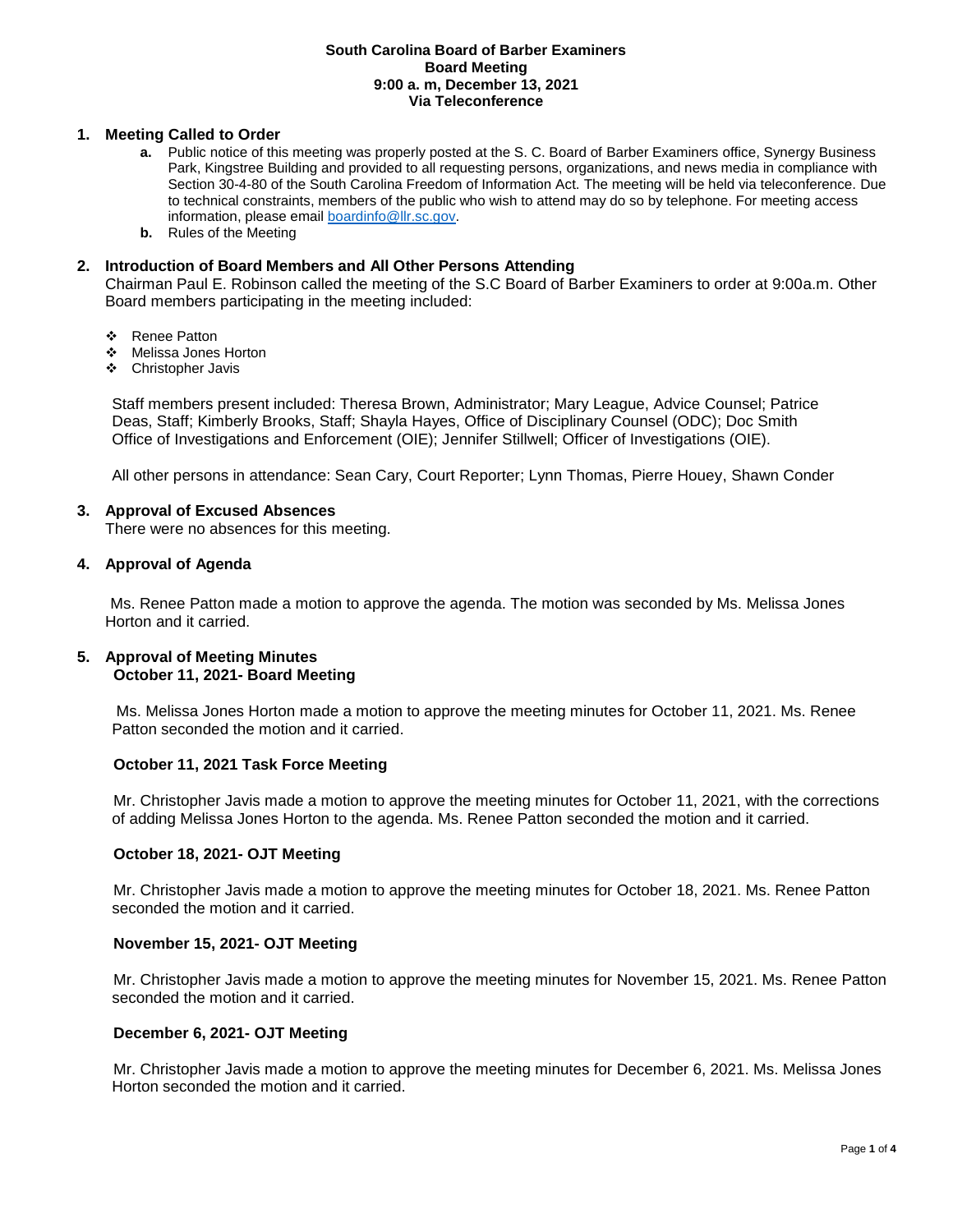**South Carolina Board of Barber Examiners**
**Board Meeting**
**9:00 a. m, December 13, 2021**
**Via Teleconference**

## 1. Meeting Called to Order

**a.** Public notice of this meeting was properly posted at the S. C. Board of Barber Examiners office, Synergy Business Park, Kingstree Building and provided to all requesting persons, organizations, and news media in compliance with Section 30-4-80 of the South Carolina Freedom of Information Act. The meeting will be held via teleconference. Due to technical constraints, members of the public who wish to attend may do so by telephone. For meeting access information, please email boardinfo@llr.sc.gov.

**b.** Rules of the Meeting

## 2. Introduction of Board Members and All Other Persons Attending

Chairman Paul E. Robinson called the meeting of the S.C Board of Barber Examiners to order at 9:00a.m. Other Board members participating in the meeting included:

- Renee Patton
- Melissa Jones Horton
- Christopher Javis

Staff members present included: Theresa Brown, Administrator; Mary League, Advice Counsel; Patrice Deas, Staff; Kimberly Brooks, Staff; Shayla Hayes, Office of Disciplinary Counsel (ODC); Doc Smith Office of Investigations and Enforcement (OIE); Jennifer Stillwell; Officer of Investigations (OIE).

All other persons in attendance: Sean Cary, Court Reporter; Lynn Thomas, Pierre Houey, Shawn Conder

## 3. Approval of Excused Absences

There were no absences for this meeting.

## 4. Approval of Agenda

Ms. Renee Patton made a motion to approve the agenda. The motion was seconded by Ms. Melissa Jones Horton and it carried.

## 5. Approval of Meeting Minutes

**October 11, 2021- Board Meeting**

Ms. Melissa Jones Horton made a motion to approve the meeting minutes for October 11, 2021. Ms. Renee Patton seconded the motion and it carried.

**October 11, 2021 Task Force Meeting**

Mr. Christopher Javis made a motion to approve the meeting minutes for October 11, 2021, with the corrections of adding Melissa Jones Horton to the agenda. Ms. Renee Patton seconded the motion and it carried.

**October 18, 2021- OJT Meeting**

Mr. Christopher Javis made a motion to approve the meeting minutes for October 18, 2021. Ms. Renee Patton seconded the motion and it carried.

**November 15, 2021- OJT Meeting**

Mr. Christopher Javis made a motion to approve the meeting minutes for November 15, 2021. Ms. Renee Patton seconded the motion and it carried.

**December 6, 2021- OJT Meeting**

Mr. Christopher Javis made a motion to approve the meeting minutes for December 6, 2021. Ms. Melissa Jones Horton seconded the motion and it carried.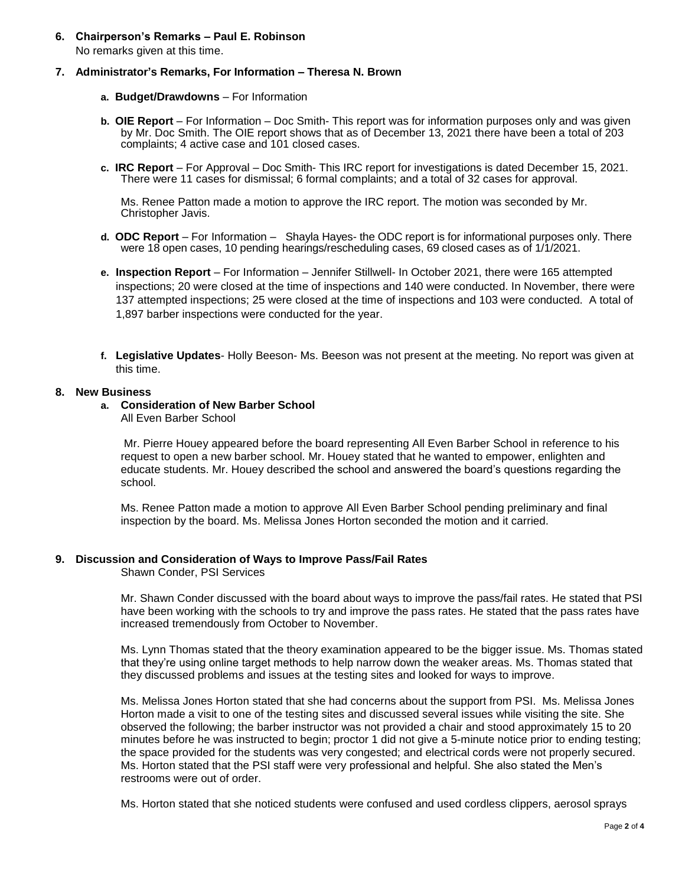**6. Chairperson's Remarks – Paul E. Robinson**

No remarks given at this time.

**7. Administrator's Remarks, For Information – Theresa N. Brown**

- **a. Budget/Drawdowns** – For Information
- **b. OIE Report** – For Information – Doc Smith- This report was for information purposes only and was given by Mr. Doc Smith. The OIE report shows that as of December 13, 2021 there have been a total of 203 complaints; 4 active case and 101 closed cases.
- **c. IRC Report** – For Approval – Doc Smith- This IRC report for investigations is dated December 15, 2021. There were 11 cases for dismissal; 6 formal complaints; and a total of 32 cases for approval.

  Ms. Renee Patton made a motion to approve the IRC report. The motion was seconded by Mr. Christopher Javis.
- **d. ODC Report** – For Information – Shayla Hayes- the ODC report is for informational purposes only. There were 18 open cases, 10 pending hearings/rescheduling cases, 69 closed cases as of 1/1/2021.
- **e. Inspection Report** – For Information – Jennifer Stillwell- In October 2021, there were 165 attempted inspections; 20 were closed at the time of inspections and 140 were conducted. In November, there were 137 attempted inspections; 25 were closed at the time of inspections and 103 were conducted. A total of 1,897 barber inspections were conducted for the year.
- **f. Legislative Updates**- Holly Beeson- Ms. Beeson was not present at the meeting. No report was given at this time.

**8. New Business**

- **a. Consideration of New Barber School**

  All Even Barber School

  Mr. Pierre Houey appeared before the board representing All Even Barber School in reference to his request to open a new barber school. Mr. Houey stated that he wanted to empower, enlighten and educate students. Mr. Houey described the school and answered the board's questions regarding the school.

  Ms. Renee Patton made a motion to approve All Even Barber School pending preliminary and final inspection by the board. Ms. Melissa Jones Horton seconded the motion and it carried.

**9. Discussion and Consideration of Ways to Improve Pass/Fail Rates**

Shawn Conder, PSI Services

Mr. Shawn Conder discussed with the board about ways to improve the pass/fail rates. He stated that PSI have been working with the schools to try and improve the pass rates. He stated that the pass rates have increased tremendously from October to November.

Ms. Lynn Thomas stated that the theory examination appeared to be the bigger issue. Ms. Thomas stated that they're using online target methods to help narrow down the weaker areas. Ms. Thomas stated that they discussed problems and issues at the testing sites and looked for ways to improve.

Ms. Melissa Jones Horton stated that she had concerns about the support from PSI. Ms. Melissa Jones Horton made a visit to one of the testing sites and discussed several issues while visiting the site. She observed the following; the barber instructor was not provided a chair and stood approximately 15 to 20 minutes before he was instructed to begin; proctor 1 did not give a 5-minute notice prior to ending testing; the space provided for the students was very congested; and electrical cords were not properly secured. Ms. Horton stated that the PSI staff were very professional and helpful. She also stated the Men's restrooms were out of order.

Ms. Horton stated that she noticed students were confused and used cordless clippers, aerosol sprays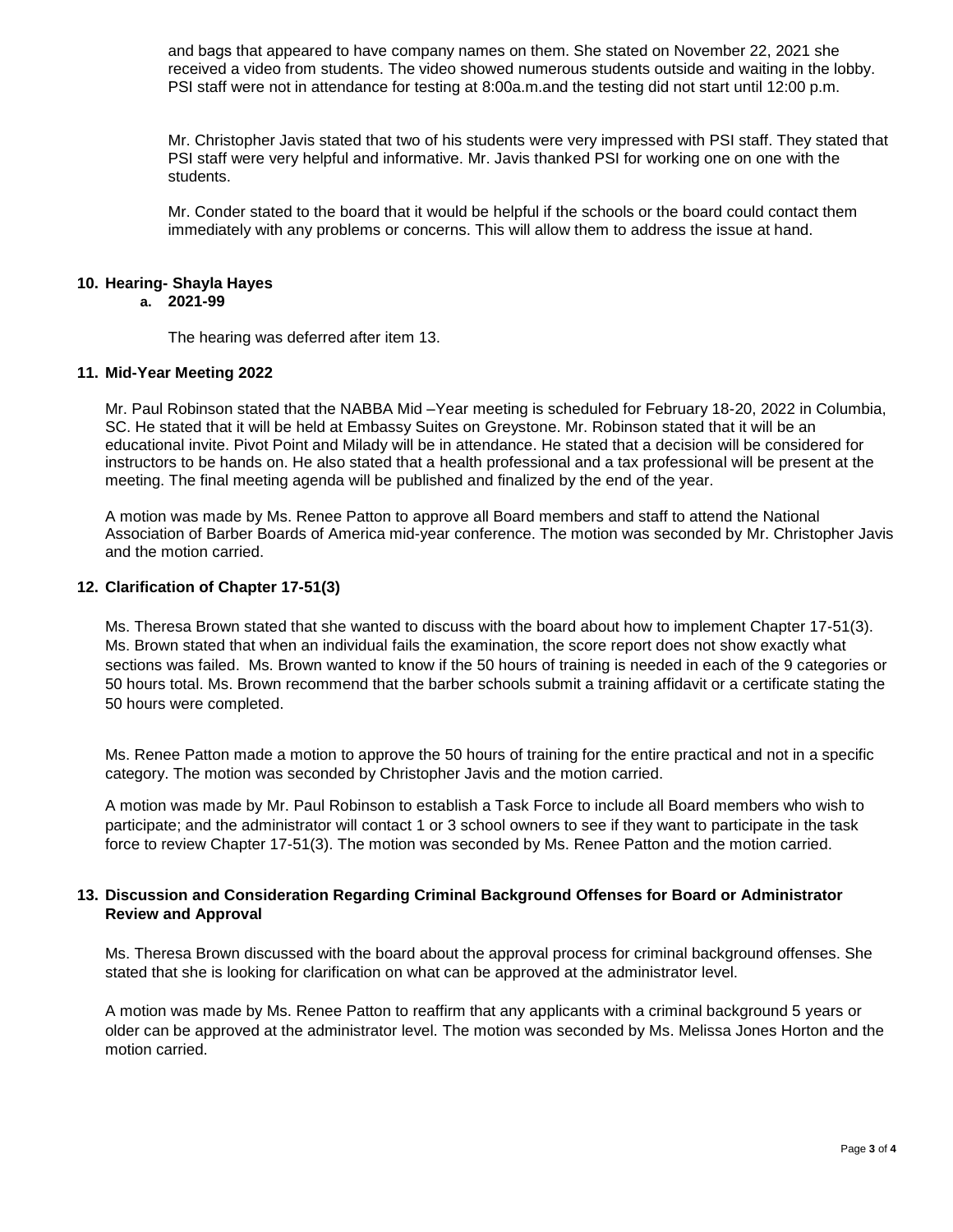and bags that appeared to have company names on them. She stated on November 22, 2021 she received a video from students. The video showed numerous students outside and waiting in the lobby. PSI staff were not in attendance for testing at 8:00a.m.and the testing did not start until 12:00 p.m.

Mr. Christopher Javis stated that two of his students were very impressed with PSI staff. They stated that PSI staff were very helpful and informative. Mr. Javis thanked PSI for working one on one with the students.

Mr. Conder stated to the board that it would be helpful if the schools or the board could contact them immediately with any problems or concerns. This will allow them to address the issue at hand.

**10. Hearing- Shayla Hayes**

**a. 2021-99**

The hearing was deferred after item 13.

**11. Mid-Year Meeting 2022**

Mr. Paul Robinson stated that the NABBA Mid –Year meeting is scheduled for February 18-20, 2022 in Columbia, SC. He stated that it will be held at Embassy Suites on Greystone. Mr. Robinson stated that it will be an educational invite. Pivot Point and Milady will be in attendance. He stated that a decision will be considered for instructors to be hands on. He also stated that a health professional and a tax professional will be present at the meeting. The final meeting agenda will be published and finalized by the end of the year.

A motion was made by Ms. Renee Patton to approve all Board members and staff to attend the National Association of Barber Boards of America mid-year conference. The motion was seconded by Mr. Christopher Javis and the motion carried.

**12. Clarification of Chapter 17-51(3)**

Ms. Theresa Brown stated that she wanted to discuss with the board about how to implement Chapter 17-51(3). Ms. Brown stated that when an individual fails the examination, the score report does not show exactly what sections was failed. Ms. Brown wanted to know if the 50 hours of training is needed in each of the 9 categories or 50 hours total. Ms. Brown recommend that the barber schools submit a training affidavit or a certificate stating the 50 hours were completed.

Ms. Renee Patton made a motion to approve the 50 hours of training for the entire practical and not in a specific category. The motion was seconded by Christopher Javis and the motion carried.

A motion was made by Mr. Paul Robinson to establish a Task Force to include all Board members who wish to participate; and the administrator will contact 1 or 3 school owners to see if they want to participate in the task force to review Chapter 17-51(3). The motion was seconded by Ms. Renee Patton and the motion carried.

**13. Discussion and Consideration Regarding Criminal Background Offenses for Board or Administrator Review and Approval**

Ms. Theresa Brown discussed with the board about the approval process for criminal background offenses. She stated that she is looking for clarification on what can be approved at the administrator level.

A motion was made by Ms. Renee Patton to reaffirm that any applicants with a criminal background 5 years or older can be approved at the administrator level. The motion was seconded by Ms. Melissa Jones Horton and the motion carried.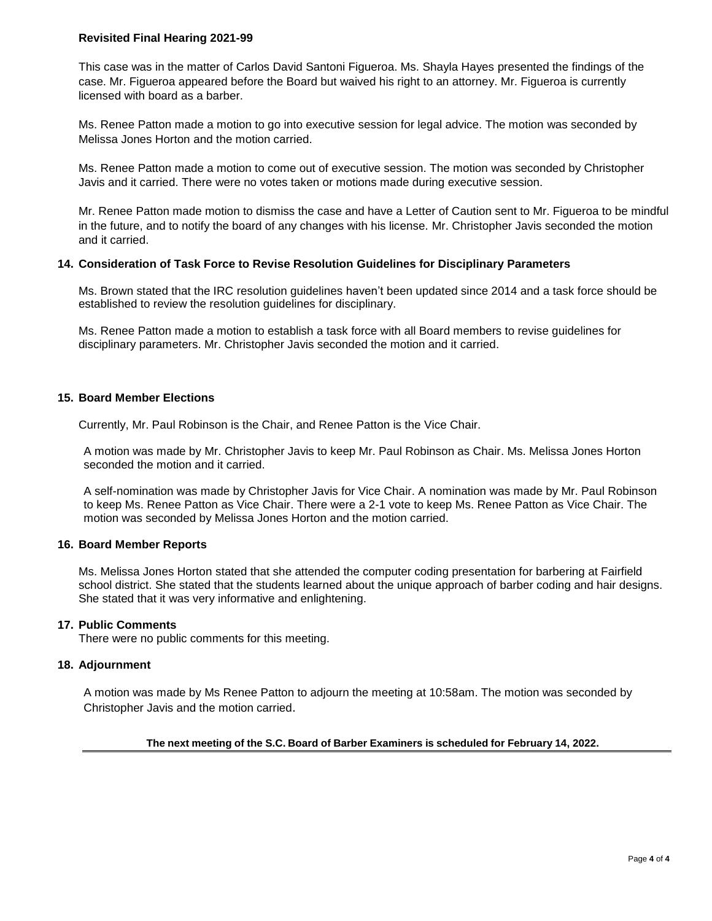**Revisited Final Hearing 2021-99**

This case was in the matter of Carlos David Santoni Figueroa. Ms. Shayla Hayes presented the findings of the case. Mr. Figueroa appeared before the Board but waived his right to an attorney. Mr. Figueroa is currently licensed with board as a barber.

Ms. Renee Patton made a motion to go into executive session for legal advice. The motion was seconded by Melissa Jones Horton and the motion carried.

Ms. Renee Patton made a motion to come out of executive session. The motion was seconded by Christopher Javis and it carried. There were no votes taken or motions made during executive session.

Mr. Renee Patton made motion to dismiss the case and have a Letter of Caution sent to Mr. Figueroa to be mindful in the future, and to notify the board of any changes with his license. Mr. Christopher Javis seconded the motion and it carried.

## 14. Consideration of Task Force to Revise Resolution Guidelines for Disciplinary Parameters

Ms. Brown stated that the IRC resolution guidelines haven't been updated since 2014 and a task force should be established to review the resolution guidelines for disciplinary.

Ms. Renee Patton made a motion to establish a task force with all Board members to revise guidelines for disciplinary parameters. Mr. Christopher Javis seconded the motion and it carried.

## 15. Board Member Elections

Currently, Mr. Paul Robinson is the Chair, and Renee Patton is the Vice Chair.

A motion was made by Mr. Christopher Javis to keep Mr. Paul Robinson as Chair. Ms. Melissa Jones Horton seconded the motion and it carried.

A self-nomination was made by Christopher Javis for Vice Chair. A nomination was made by Mr. Paul Robinson to keep Ms. Renee Patton as Vice Chair. There were a 2-1 vote to keep Ms. Renee Patton as Vice Chair. The motion was seconded by Melissa Jones Horton and the motion carried.

## 16. Board Member Reports

Ms. Melissa Jones Horton stated that she attended the computer coding presentation for barbering at Fairfield school district. She stated that the students learned about the unique approach of barber coding and hair designs. She stated that it was very informative and enlightening.

## 17. Public Comments

There were no public comments for this meeting.

## 18. Adjournment

A motion was made by Ms Renee Patton to adjourn the meeting at 10:58am. The motion was seconded by Christopher Javis and the motion carried.

**The next meeting of the S.C. Board of Barber Examiners is scheduled for February 14, 2022.**